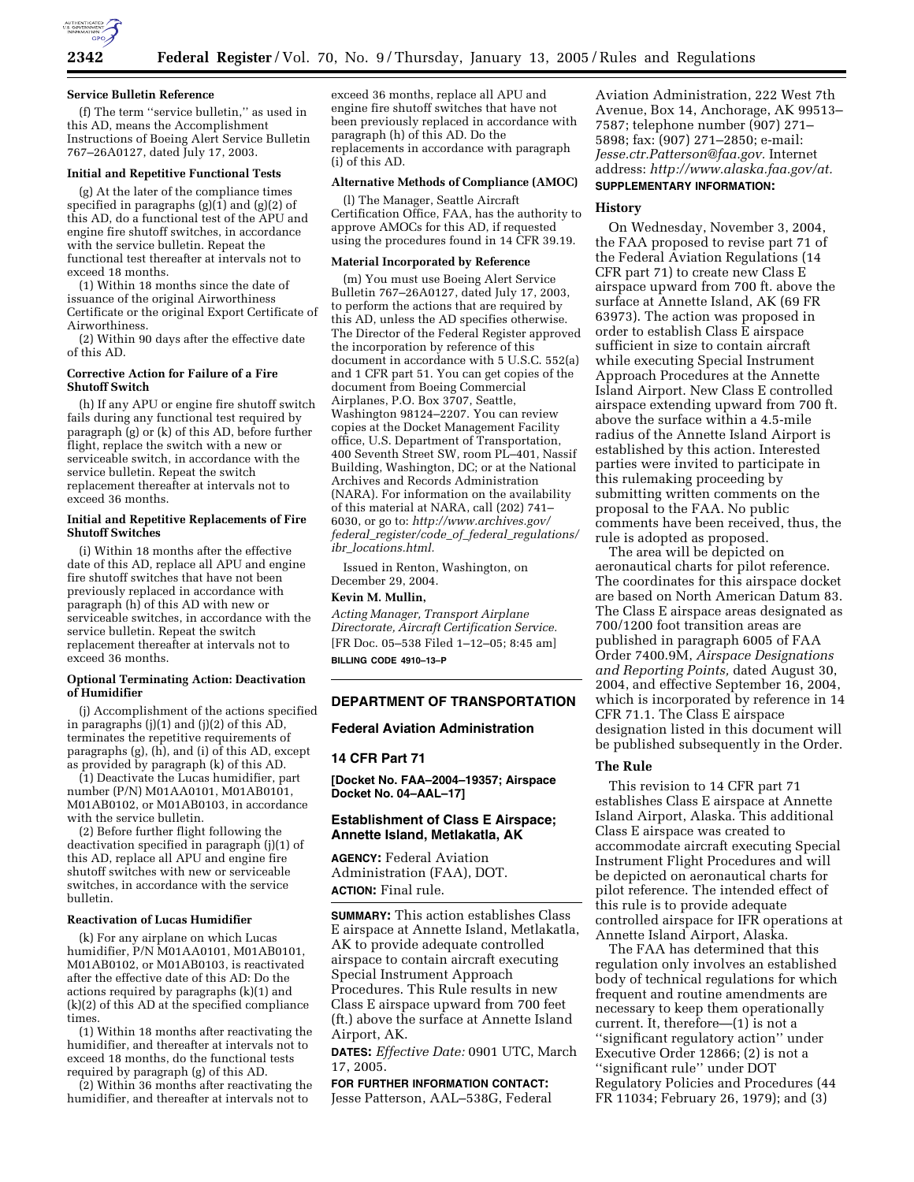#### Service Bulletin Reference

(f) The term ''service bulletin,'' as used in this AD, means the Accomplishment Instructions of Boeing Alert Service Bulletin 767–26A0127, dated July 17, 2003.

#### Initial and Repetitive Functional Tests

(g) At the later of the compliance times specified in paragraphs (g)(1) and (g)(2) of this AD, do a functional test of the APU and engine fire shutoff switches, in accordance with the service bulletin. Repeat the functional test thereafter at intervals not to exceed 18 months.

(1) Within 18 months since the date of issuance of the original Airworthiness Certificate or the original Export Certificate of Airworthiness.

(2) Within 90 days after the effective date of this AD.

#### Corrective Action for Failure of a Fire Shutoff Switch

(h) If any APU or engine fire shutoff switch fails during any functional test required by paragraph (g) or (k) of this AD, before further flight, replace the switch with a new or serviceable switch, in accordance with the service bulletin. Repeat the switch replacement thereafter at intervals not to exceed 36 months.

#### Initial and Repetitive Replacements of Fire Shutoff Switches

(i) Within 18 months after the effective date of this AD, replace all APU and engine fire shutoff switches that have not been previously replaced in accordance with paragraph (h) of this AD with new or serviceable switches, in accordance with the service bulletin. Repeat the switch replacement thereafter at intervals not to exceed 36 months.

#### Optional Terminating Action: Deactivation of Humidifier

(j) Accomplishment of the actions specified in paragraphs (j)(1) and (j)(2) of this AD, terminates the repetitive requirements of paragraphs (g), (h), and (i) of this AD, except as provided by paragraph (k) of this AD.

(1) Deactivate the Lucas humidifier, part number (P/N) M01AA0101, M01AB0101, M01AB0102, or M01AB0103, in accordance with the service bulletin.

(2) Before further flight following the deactivation specified in paragraph (j)(1) of this AD, replace all APU and engine fire shutoff switches with new or serviceable switches, in accordance with the service bulletin.

#### Reactivation of Lucas Humidifier

(k) For any airplane on which Lucas humidifier, P/N M01AA0101, M01AB0101, M01AB0102, or M01AB0103, is reactivated after the effective date of this AD: Do the actions required by paragraphs (k)(1) and (k)(2) of this AD at the specified compliance times.

(1) Within 18 months after reactivating the humidifier, and thereafter at intervals not to exceed 18 months, do the functional tests required by paragraph (g) of this AD.

(2) Within 36 months after reactivating the humidifier, and thereafter at intervals not to exceed 36 months, replace all APU and engine fire shutoff switches that have not been previously replaced in accordance with paragraph (h) of this AD. Do the replacements in accordance with paragraph (i) of this AD.

#### Alternative Methods of Compliance (AMOC)

(l) The Manager, Seattle Aircraft Certification Office, FAA, has the authority to approve AMOCs for this AD, if requested using the procedures found in 14 CFR 39.19.

#### Material Incorporated by Reference

(m) You must use Boeing Alert Service Bulletin 767–26A0127, dated July 17, 2003, to perform the actions that are required by this AD, unless the AD specifies otherwise. The Director of the Federal Register approved the incorporation by reference of this document in accordance with 5 U.S.C. 552(a) and 1 CFR part 51. You can get copies of the document from Boeing Commercial Airplanes, P.O. Box 3707, Seattle, Washington 98124–2207. You can review copies at the Docket Management Facility office, U.S. Department of Transportation, 400 Seventh Street SW, room PL–401, Nassif Building, Washington, DC; or at the National Archives and Records Administration (NARA). For information on the availability of this material at NARA, call (202) 741–6030, or go to: *http://www.archives.gov/federal_register/code_of_federal_regulations/ibr_locations.html.*

Issued in Renton, Washington, on December 29, 2004.

**Kevin M. Mullin,**

*Acting Manager, Transport Airplane Directorate, Aircraft Certification Service.*

[FR Doc. 05–538 Filed 1–12–05; 8:45 am]

**BILLING CODE 4910–13–P**

---

## DEPARTMENT OF TRANSPORTATION

### Federal Aviation Administration

### 14 CFR Part 71

**[Docket No. FAA–2004–19357; Airspace Docket No. 04–AAL–17]**

### Establishment of Class E Airspace; Annette Island, Metlakatla, AK

**AGENCY:** Federal Aviation Administration (FAA), DOT.

**ACTION:** Final rule.

**SUMMARY:** This action establishes Class E airspace at Annette Island, Metlakatla, AK to provide adequate controlled airspace to contain aircraft executing Special Instrument Approach Procedures. This Rule results in new Class E airspace upward from 700 feet (ft.) above the surface at Annette Island Airport, AK.

**DATES:** *Effective Date:* 0901 UTC, March 17, 2005.

**FOR FURTHER INFORMATION CONTACT:** Jesse Patterson, AAL–538G, Federal Aviation Administration, 222 West 7th Avenue, Box 14, Anchorage, AK 99513–7587; telephone number (907) 271–5898; fax: (907) 271–2850; e-mail: *Jesse.ctr.Patterson@faa.gov.* Internet address: *http://www.alaska.faa.gov/at.*

**SUPPLEMENTARY INFORMATION:**

#### History

On Wednesday, November 3, 2004, the FAA proposed to revise part 71 of the Federal Aviation Regulations (14 CFR part 71) to create new Class E airspace upward from 700 ft. above the surface at Annette Island, AK (69 FR 63973). The action was proposed in order to establish Class E airspace sufficient in size to contain aircraft while executing Special Instrument Approach Procedures at the Annette Island Airport. New Class E controlled airspace extending upward from 700 ft. above the surface within a 4.5-mile radius of the Annette Island Airport is established by this action. Interested parties were invited to participate in this rulemaking proceeding by submitting written comments on the proposal to the FAA. No public comments have been received, thus, the rule is adopted as proposed.

The area will be depicted on aeronautical charts for pilot reference. The coordinates for this airspace docket are based on North American Datum 83. The Class E airspace areas designated as 700/1200 foot transition areas are published in paragraph 6005 of FAA Order 7400.9M, *Airspace Designations and Reporting Points,* dated August 30, 2004, and effective September 16, 2004, which is incorporated by reference in 14 CFR 71.1. The Class E airspace designation listed in this document will be published subsequently in the Order.

#### The Rule

This revision to 14 CFR part 71 establishes Class E airspace at Annette Island Airport, Alaska. This additional Class E airspace was created to accommodate aircraft executing Special Instrument Flight Procedures and will be depicted on aeronautical charts for pilot reference. The intended effect of this rule is to provide adequate controlled airspace for IFR operations at Annette Island Airport, Alaska.

The FAA has determined that this regulation only involves an established body of technical regulations for which frequent and routine amendments are necessary to keep them operationally current. It, therefore—(1) is not a ''significant regulatory action'' under Executive Order 12866; (2) is not a ''significant rule'' under DOT Regulatory Policies and Procedures (44 FR 11034; February 26, 1979); and (3)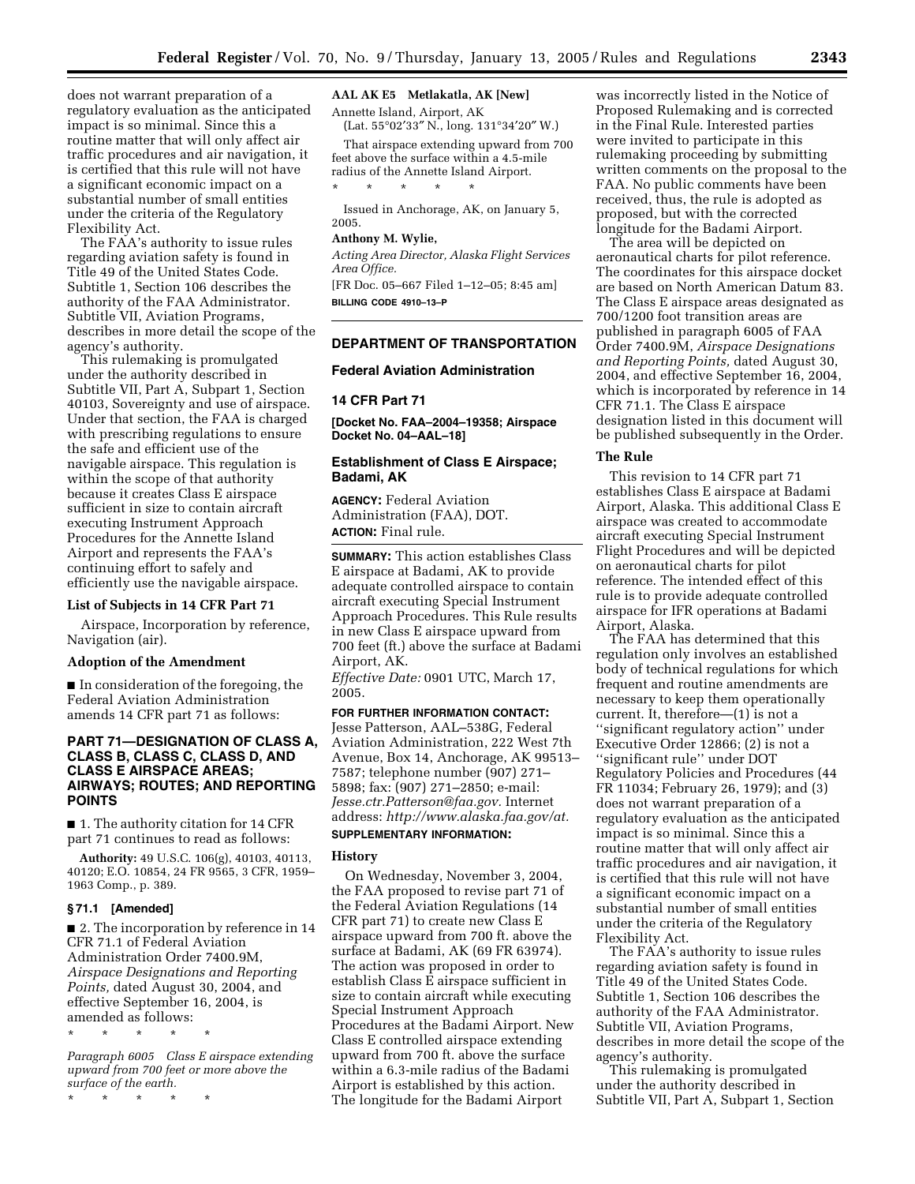does not warrant preparation of a regulatory evaluation as the anticipated impact is so minimal. Since this a routine matter that will only affect air traffic procedures and air navigation, it is certified that this rule will not have a significant economic impact on a substantial number of small entities under the criteria of the Regulatory Flexibility Act.

The FAA's authority to issue rules regarding aviation safety is found in Title 49 of the United States Code. Subtitle 1, Section 106 describes the authority of the FAA Administrator. Subtitle VII, Aviation Programs, describes in more detail the scope of the agency's authority.

This rulemaking is promulgated under the authority described in Subtitle VII, Part A, Subpart 1, Section 40103, Sovereignty and use of airspace. Under that section, the FAA is charged with prescribing regulations to ensure the safe and efficient use of the navigable airspace. This regulation is within the scope of that authority because it creates Class E airspace sufficient in size to contain aircraft executing Instrument Approach Procedures for the Annette Island Airport and represents the FAA's continuing effort to safely and efficiently use the navigable airspace.

### List of Subjects in 14 CFR Part 71

Airspace, Incorporation by reference, Navigation (air).

### Adoption of the Amendment

■ In consideration of the foregoing, the Federal Aviation Administration amends 14 CFR part 71 as follows:

## PART 71—DESIGNATION OF CLASS A, CLASS B, CLASS C, CLASS D, AND CLASS E AIRSPACE AREAS; AIRWAYS; ROUTES; AND REPORTING POINTS

■ 1. The authority citation for 14 CFR part 71 continues to read as follows:

**Authority:** 49 U.S.C. 106(g), 40103, 40113, 40120; E.O. 10854, 24 FR 9565, 3 CFR, 1959–1963 Comp., p. 389.

### § 71.1 [Amended]

■ 2. The incorporation by reference in 14 CFR 71.1 of Federal Aviation Administration Order 7400.9M, *Airspace Designations and Reporting Points,* dated August 30, 2004, and effective September 16, 2004, is amended as follows:

\* \* \* \* \*

*Paragraph 6005 Class E airspace extending upward from 700 feet or more above the surface of the earth.*

\* \* \* \* \*

**AAL AK E5 Metlakatla, AK [New]**

Annette Island, Airport, AK
(Lat. 55°02′33″ N., long. 131°34′20″ W.)

That airspace extending upward from 700 feet above the surface within a 4.5-mile radius of the Annette Island Airport.

\* \* \* \* \*

Issued in Anchorage, AK, on January 5, 2005.

**Anthony M. Wylie,**

*Acting Area Director, Alaska Flight Services Area Office.*

[FR Doc. 05–667 Filed 1–12–05; 8:45 am]

**BILLING CODE 4910–13–P**

---

## DEPARTMENT OF TRANSPORTATION

## Federal Aviation Administration

## 14 CFR Part 71

**[Docket No. FAA–2004–19358; Airspace Docket No. 04–AAL–18]**

## Establishment of Class E Airspace; Badami, AK

**AGENCY:** Federal Aviation Administration (FAA), DOT.

**ACTION:** Final rule.

**SUMMARY:** This action establishes Class E airspace at Badami, AK to provide adequate controlled airspace to contain aircraft executing Special Instrument Approach Procedures. This Rule results in new Class E airspace upward from 700 feet (ft.) above the surface at Badami Airport, AK.

*Effective Date:* 0901 UTC, March 17, 2005.

**FOR FURTHER INFORMATION CONTACT:** Jesse Patterson, AAL–538G, Federal Aviation Administration, 222 West 7th Avenue, Box 14, Anchorage, AK 99513–7587; telephone number (907) 271–5898; fax: (907) 271–2850; e-mail: *Jesse.ctr.Patterson@faa.gov.* Internet address: *http://www.alaska.faa.gov/at.*

**SUPPLEMENTARY INFORMATION:**

### History

On Wednesday, November 3, 2004, the FAA proposed to revise part 71 of the Federal Aviation Regulations (14 CFR part 71) to create new Class E airspace upward from 700 ft. above the surface at Badami, AK (69 FR 63974). The action was proposed in order to establish Class E airspace sufficient in size to contain aircraft while executing Special Instrument Approach Procedures at the Badami Airport. New Class E controlled airspace extending upward from 700 ft. above the surface within a 6.3-mile radius of the Badami Airport is established by this action. The longitude for the Badami Airport was incorrectly listed in the Notice of Proposed Rulemaking and is corrected in the Final Rule. Interested parties were invited to participate in this rulemaking proceeding by submitting written comments on the proposal to the FAA. No public comments have been received, thus, the rule is adopted as proposed, but with the corrected longitude for the Badami Airport.

The area will be depicted on aeronautical charts for pilot reference. The coordinates for this airspace docket are based on North American Datum 83. The Class E airspace areas designated as 700/1200 foot transition areas are published in paragraph 6005 of FAA Order 7400.9M, *Airspace Designations and Reporting Points,* dated August 30, 2004, and effective September 16, 2004, which is incorporated by reference in 14 CFR 71.1. The Class E airspace designation listed in this document will be published subsequently in the Order.

### The Rule

This revision to 14 CFR part 71 establishes Class E airspace at Badami Airport, Alaska. This additional Class E airspace was created to accommodate aircraft executing Special Instrument Flight Procedures and will be depicted on aeronautical charts for pilot reference. The intended effect of this rule is to provide adequate controlled airspace for IFR operations at Badami Airport, Alaska.

The FAA has determined that this regulation only involves an established body of technical regulations for which frequent and routine amendments are necessary to keep them operationally current. It, therefore—(1) is not a ''significant regulatory action'' under Executive Order 12866; (2) is not a ''significant rule'' under DOT Regulatory Policies and Procedures (44 FR 11034; February 26, 1979); and (3) does not warrant preparation of a regulatory evaluation as the anticipated impact is so minimal. Since this a routine matter that will only affect air traffic procedures and air navigation, it is certified that this rule will not have a significant economic impact on a substantial number of small entities under the criteria of the Regulatory Flexibility Act.

The FAA's authority to issue rules regarding aviation safety is found in Title 49 of the United States Code. Subtitle 1, Section 106 describes the authority of the FAA Administrator. Subtitle VII, Aviation Programs, describes in more detail the scope of the agency's authority.

This rulemaking is promulgated under the authority described in Subtitle VII, Part A, Subpart 1, Section